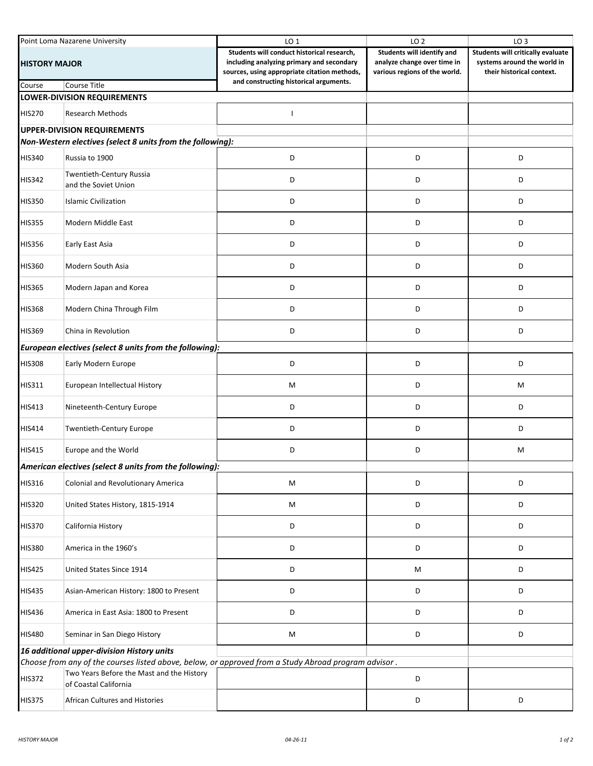| Point Loma Nazarene University | | LO 1 | LO 2 | LO 3 |
|---|---|---|---|---|
| **HISTORY MAJOR** | | **Students will conduct historical research, including analyzing primary and secondary sources, using appropriate citation methods, and constructing historical arguments.** | **Students will identify and analyze change over time in various regions of the world.** | **Students will critically evaluate systems around the world in their historical context.** |
| Course | Course Title | | | |
| **LOWER-DIVISION REQUIREMENTS** | | | | |
| HIS270 | Research Methods | I | | |
| **UPPER-DIVISION REQUIREMENTS** | | | | |
| ***Non-Western electives (select 8 units from the following):*** | | | | |
| HIS340 | Russia to 1900 | D | D | D |
| HIS342 | Twentieth-Century Russia and the Soviet Union | D | D | D |
| HIS350 | Islamic Civilization | D | D | D |
| HIS355 | Modern Middle East | D | D | D |
| HIS356 | Early East Asia | D | D | D |
| HIS360 | Modern South Asia | D | D | D |
| HIS365 | Modern Japan and Korea | D | D | D |
| HIS368 | Modern China Through Film | D | D | D |
| HIS369 | China in Revolution | D | D | D |
| ***European electives (select 8 units from the following):*** | | | | |
| HIS308 | Early Modern Europe | D | D | D |
| HIS311 | European Intellectual History | M | D | M |
| HIS413 | Nineteenth-Century Europe | D | D | D |
| HIS414 | Twentieth-Century Europe | D | D | D |
| HIS415 | Europe and the World | D | D | M |
| ***American electives (select 8 units from the following):*** | | | | |
| HIS316 | Colonial and Revolutionary America | M | D | D |
| HIS320 | United States History, 1815-1914 | M | D | D |
| HIS370 | California History | D | D | D |
| HIS380 | America in the 1960's | D | D | D |
| HIS425 | United States Since 1914 | D | M | D |
| HIS435 | Asian-American History: 1800 to Present | D | D | D |
| HIS436 | America in East Asia: 1800 to Present | D | D | D |
| HIS480 | Seminar in San Diego History | M | D | D |
| ***16 additional upper-division History units*** | | | | |
| *Choose from any of the courses listed above, below, or approved from a Study Abroad program advisor.* | | | | |
| HIS372 | Two Years Before the Mast and the History of Coastal California | | D | |
| HIS375 | African Cultures and Histories | | D | D |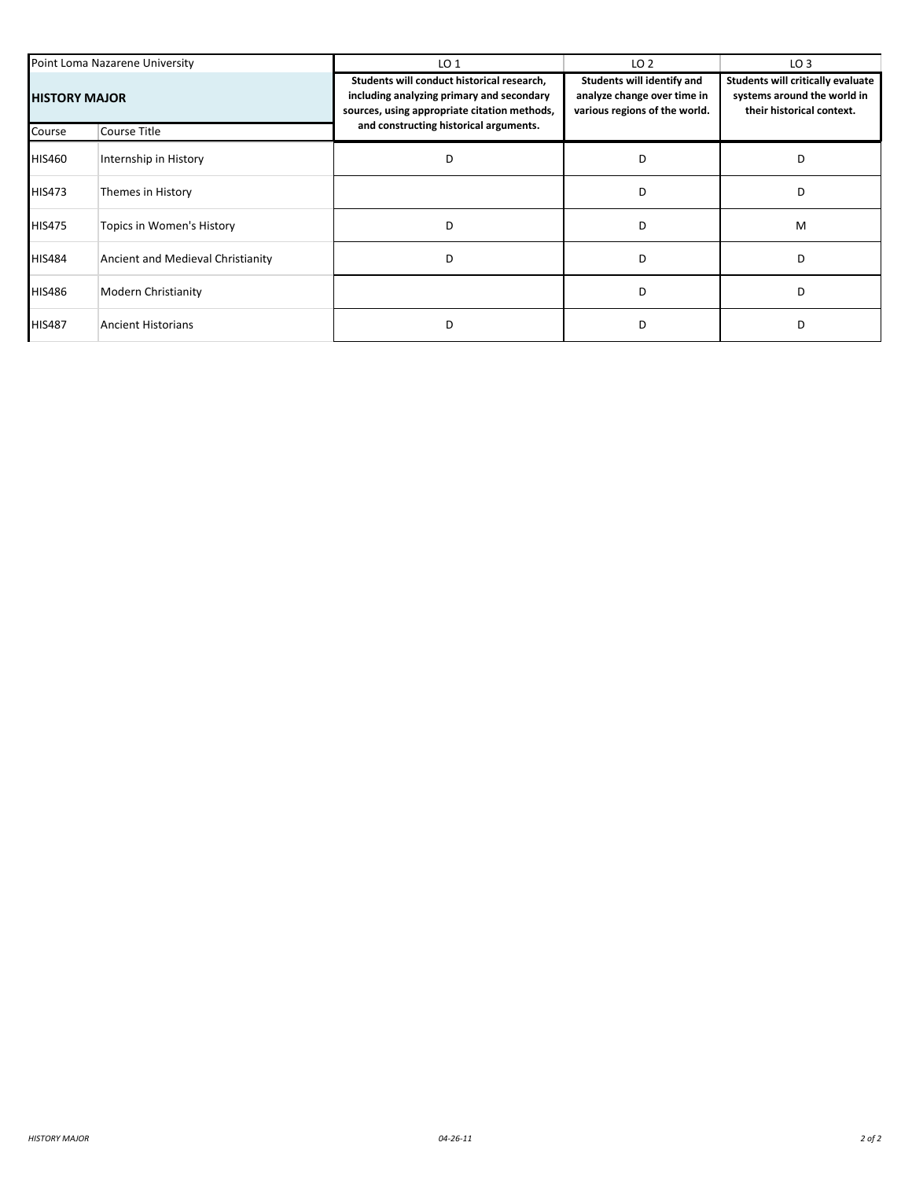| Point Loma Nazarene University | | LO 1 | LO 2 | LO 3 |
|---|---|---|---|---|
| **HISTORY MAJOR** | | **Students will conduct historical research, including analyzing primary and secondary sources, using appropriate citation methods, and constructing historical arguments.** | **Students will identify and analyze change over time in various regions of the world.** | **Students will critically evaluate systems around the world in their historical context.** |
| Course | Course Title | | | |
| HIS460 | Internship in History | D | D | D |
| HIS473 | Themes in History | | D | D |
| HIS475 | Topics in Women's History | D | D | M |
| HIS484 | Ancient and Medieval Christianity | D | D | D |
| HIS486 | Modern Christianity | | D | D |
| HIS487 | Ancient Historians | D | D | D |